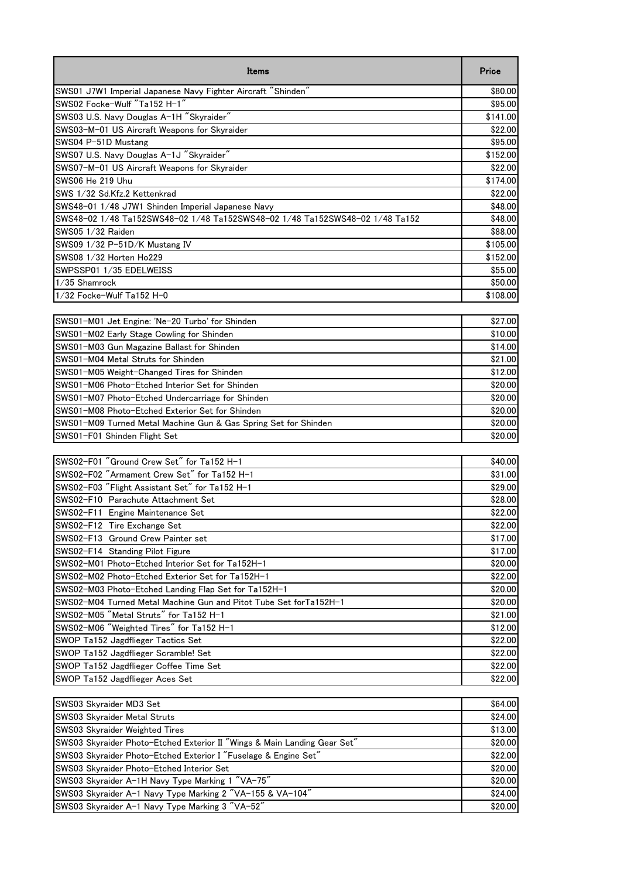| Items | Price |
|---|---|
| SWS01 J7W1 Imperial Japanese Navy Fighter Aircraft "Shinden" | $80.00 |
| SWS02 Focke-Wulf "Ta152 H-1" | $95.00 |
| SWS03 U.S. Navy Douglas A-1H "Skyraider" | $141.00 |
| SWS03-M-01 US Aircraft Weapons for Skyraider | $22.00 |
| SWS04 P-51D Mustang | $95.00 |
| SWS07 U.S. Navy Douglas A-1J "Skyraider" | $152.00 |
| SWS07-M-01 US Aircraft Weapons for Skyraider | $22.00 |
| SWS06 He 219 Uhu | $174.00 |
| SWS 1/32 Sd.Kfz.2 Kettenkrad | $22.00 |
| SWS48-01 1/48 J7W1 Shinden Imperial Japanese Navy | $48.00 |
| SWS48-02 1/48 Ta152SWS48-02 1/48 Ta152SWS48-02 1/48 Ta152SWS48-02 1/48 Ta152 | $48.00 |
| SWS05 1/32 Raiden | $88.00 |
| SWS09 1/32 P-51D/K Mustang IV | $105.00 |
| SWS08 1/32 Horten Ho229 | $152.00 |
| SWPSSP01 1/35 EDELWEISS | $55.00 |
| 1/35 Shamrock | $50.00 |
| 1/32 Focke-Wulf Ta152 H-0 | $108.00 |
| SWS01-M01 Jet Engine: 'Ne-20 Turbo' for Shinden | $27.00 |
| SWS01-M02 Early Stage Cowling for Shinden | $10.00 |
| SWS01-M03 Gun Magazine Ballast for Shinden | $14.00 |
| SWS01-M04 Metal Struts for Shinden | $21.00 |
| SWS01-M05 Weight-Changed Tires for Shinden | $12.00 |
| SWS01-M06 Photo-Etched Interior Set for Shinden | $20.00 |
| SWS01-M07 Photo-Etched Undercarriage for Shinden | $20.00 |
| SWS01-M08 Photo-Etched Exterior Set for Shinden | $20.00 |
| SWS01-M09 Turned Metal Machine Gun & Gas Spring Set for Shinden | $20.00 |
| SWS01-F01 Shinden Flight Set | $20.00 |
| SWS02-F01 "Ground Crew Set" for Ta152 H-1 | $40.00 |
| SWS02-F02 "Armament Crew Set" for Ta152 H-1 | $31.00 |
| SWS02-F03 "Flight Assistant Set" for Ta152 H-1 | $29.00 |
| SWS02-F10 Parachute Attachment Set | $28.00 |
| SWS02-F11 Engine Maintenance Set | $22.00 |
| SWS02-F12 Tire Exchange Set | $22.00 |
| SWS02-F13 Ground Crew Painter set | $17.00 |
| SWS02-F14 Standing Pilot Figure | $17.00 |
| SWS02-M01 Photo-Etched Interior Set for Ta152H-1 | $20.00 |
| SWS02-M02 Photo-Etched Exterior Set for Ta152H-1 | $22.00 |
| SWS02-M03 Photo-Etched Landing Flap Set for Ta152H-1 | $20.00 |
| SWS02-M04 Turned Metal Machine Gun and Pitot Tube Set forTa152H-1 | $20.00 |
| SWS02-M05 "Metal Struts" for Ta152 H-1 | $21.00 |
| SWS02-M06 "Weighted Tires" for Ta152 H-1 | $12.00 |
| SWOP Ta152 Jagdflieger Tactics Set | $22.00 |
| SWOP Ta152 Jagdflieger Scramble! Set | $22.00 |
| SWOP Ta152 Jagdflieger Coffee Time Set | $22.00 |
| SWOP Ta152 Jagdflieger Aces Set | $22.00 |
| SWS03 Skyraider MD3 Set | $64.00 |
| SWS03 Skyraider Metal Struts | $24.00 |
| SWS03 Skyraider Weighted Tires | $13.00 |
| SWS03 Skyraider Photo-Etched Exterior II "Wings & Main Landing Gear Set" | $20.00 |
| SWS03 Skyraider Photo-Etched Exterior I "Fuselage & Engine Set" | $22.00 |
| SWS03 Skyraider Photo-Etched Interior Set | $20.00 |
| SWS03 Skyraider A-1H Navy Type Marking 1 "VA-75" | $20.00 |
| SWS03 Skyraider A-1 Navy Type Marking 2 "VA-155 & VA-104" | $24.00 |
| SWS03 Skyraider A-1 Navy Type Marking 3 "VA-52" | $20.00 |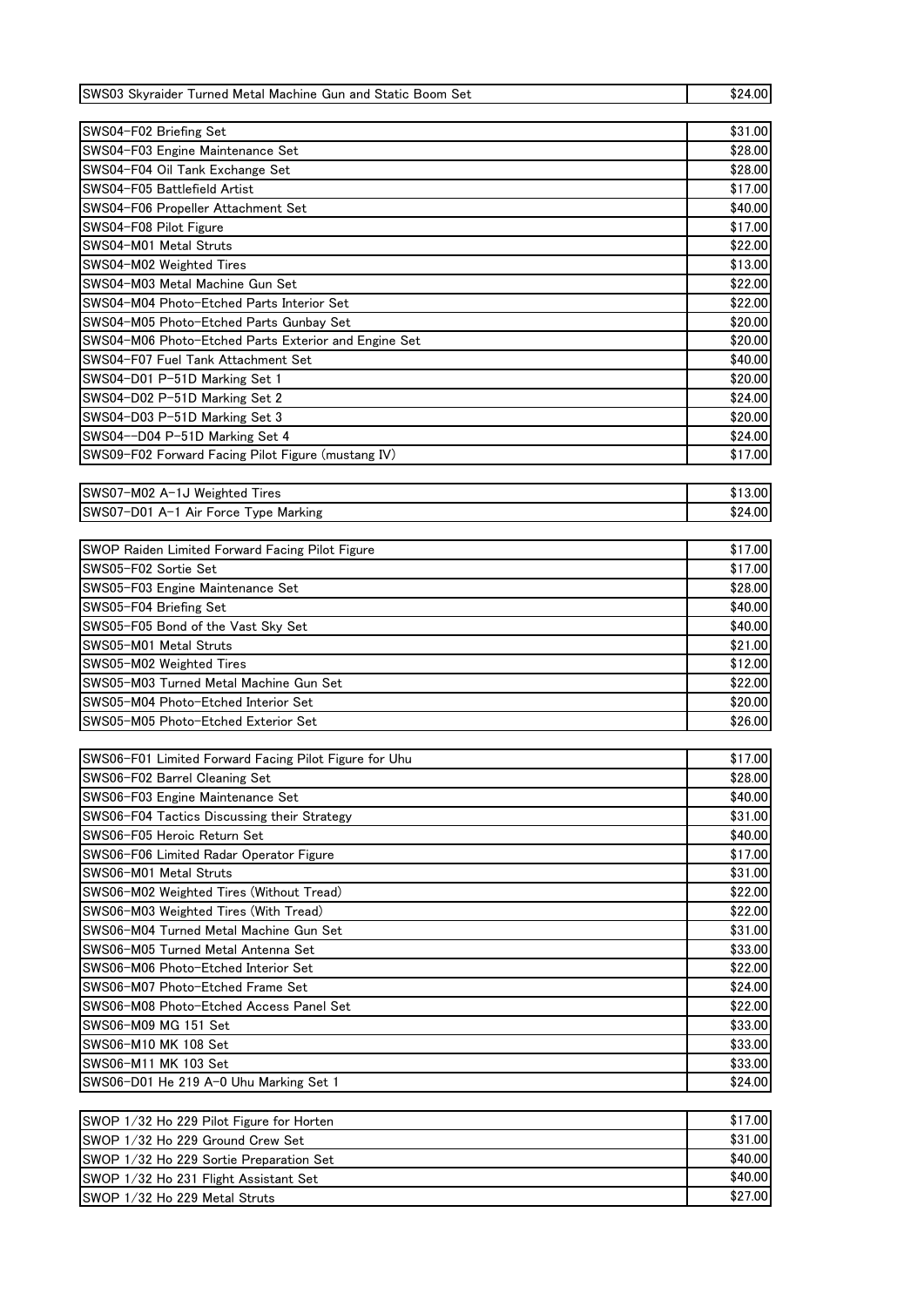| | |
|---|---|
| SWS03 Skyraider Turned Metal Machine Gun and Static Boom Set | $24.00 |

| | |
|---|---|
| SWS04-F02 Briefing Set | $31.00 |
| SWS04-F03 Engine Maintenance Set | $28.00 |
| SWS04-F04 Oil Tank Exchange Set | $28.00 |
| SWS04-F05 Battlefield Artist | $17.00 |
| SWS04-F06 Propeller Attachment Set | $40.00 |
| SWS04-F08 Pilot Figure | $17.00 |
| SWS04-M01 Metal Struts | $22.00 |
| SWS04-M02 Weighted Tires | $13.00 |
| SWS04-M03 Metal Machine Gun Set | $22.00 |
| SWS04-M04 Photo-Etched Parts Interior Set | $22.00 |
| SWS04-M05 Photo-Etched Parts Gunbay Set | $20.00 |
| SWS04-M06 Photo-Etched Parts Exterior and Engine Set | $20.00 |
| SWS04-F07 Fuel Tank Attachment Set | $40.00 |
| SWS04-D01 P-51D Marking Set 1 | $20.00 |
| SWS04-D02 P-51D Marking Set 2 | $24.00 |
| SWS04-D03 P-51D Marking Set 3 | $20.00 |
| SWS04--D04 P-51D Marking Set 4 | $24.00 |
| SWS09-F02 Forward Facing Pilot Figure (mustang IV) | $17.00 |

| | |
|---|---|
| SWS07-M02 A-1J Weighted Tires | $13.00 |
| SWS07-D01 A-1 Air Force Type Marking | $24.00 |

| | |
|---|---|
| SWOP Raiden Limited Forward Facing Pilot Figure | $17.00 |
| SWS05-F02 Sortie Set | $17.00 |
| SWS05-F03 Engine Maintenance Set | $28.00 |
| SWS05-F04 Briefing Set | $40.00 |
| SWS05-F05 Bond of the Vast Sky Set | $40.00 |
| SWS05-M01 Metal Struts | $21.00 |
| SWS05-M02 Weighted Tires | $12.00 |
| SWS05-M03 Turned Metal Machine Gun Set | $22.00 |
| SWS05-M04 Photo-Etched Interior Set | $20.00 |
| SWS05-M05 Photo-Etched Exterior Set | $26.00 |

| | |
|---|---|
| SWS06-F01 Limited Forward Facing Pilot Figure for Uhu | $17.00 |
| SWS06-F02 Barrel Cleaning Set | $28.00 |
| SWS06-F03 Engine Maintenance Set | $40.00 |
| SWS06-F04 Tactics Discussing their Strategy | $31.00 |
| SWS06-F05 Heroic Return Set | $40.00 |
| SWS06-F06 Limited Radar Operator Figure | $17.00 |
| SWS06-M01 Metal Struts | $31.00 |
| SWS06-M02 Weighted Tires (Without Tread) | $22.00 |
| SWS06-M03 Weighted Tires (With Tread) | $22.00 |
| SWS06-M04 Turned Metal Machine Gun Set | $31.00 |
| SWS06-M05 Turned Metal Antenna Set | $33.00 |
| SWS06-M06 Photo-Etched Interior Set | $22.00 |
| SWS06-M07 Photo-Etched Frame Set | $24.00 |
| SWS06-M08 Photo-Etched Access Panel Set | $22.00 |
| SWS06-M09 MG 151 Set | $33.00 |
| SWS06-M10 MK 108 Set | $33.00 |
| SWS06-M11 MK 103 Set | $33.00 |
| SWS06-D01 He 219 A-0 Uhu Marking Set 1 | $24.00 |

| | |
|---|---|
| SWOP 1/32 Ho 229 Pilot Figure for Horten | $17.00 |
| SWOP 1/32 Ho 229 Ground Crew Set | $31.00 |
| SWOP 1/32 Ho 229 Sortie Preparation Set | $40.00 |
| SWOP 1/32 Ho 231 Flight Assistant Set | $40.00 |
| SWOP 1/32 Ho 229 Metal Struts | $27.00 |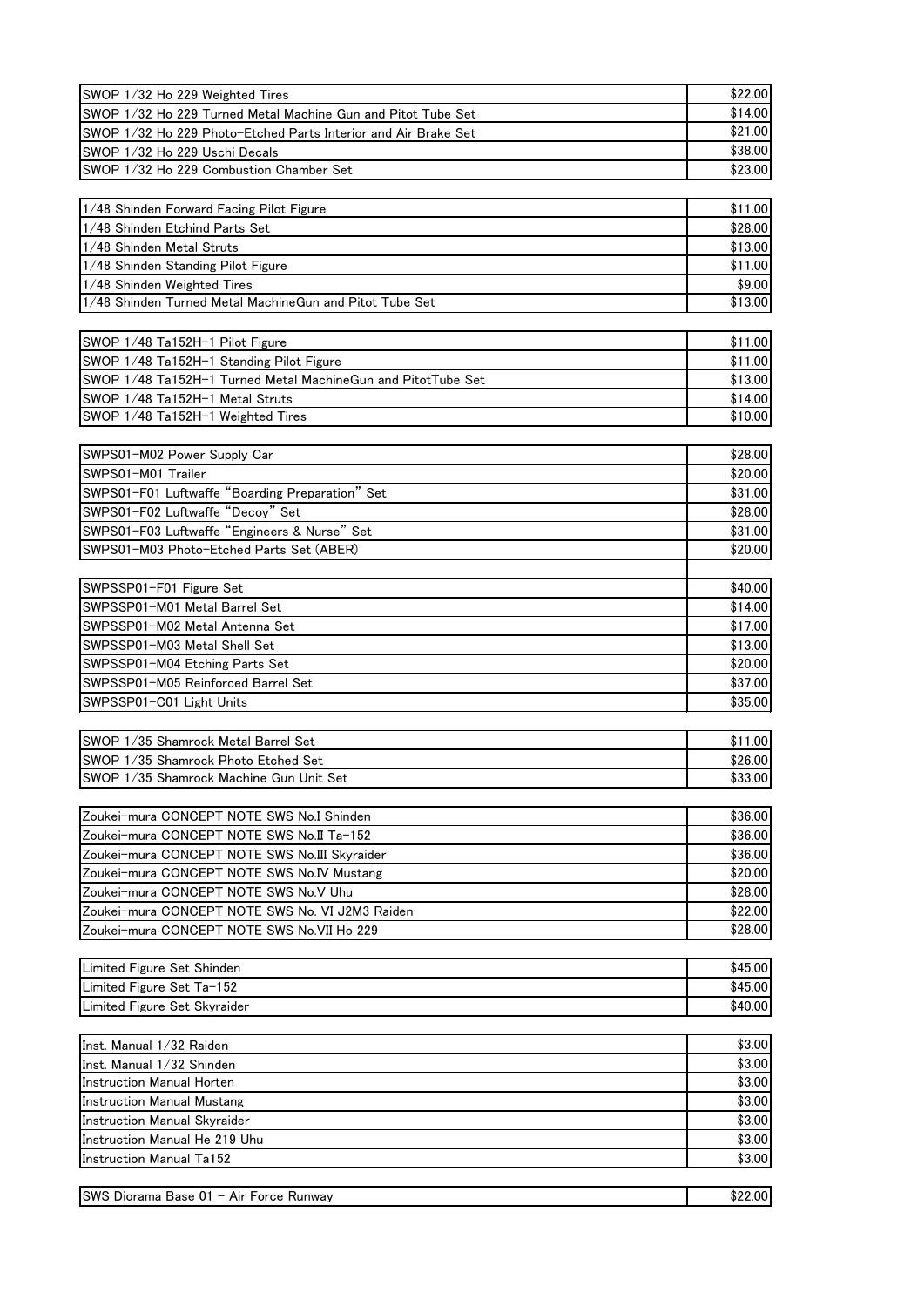| | |
|---|---|
| SWOP 1/32 Ho 229 Weighted Tires | $22.00 |
| SWOP 1/32 Ho 229 Turned Metal Machine Gun and Pitot Tube Set | $14.00 |
| SWOP 1/32 Ho 229 Photo-Etched Parts Interior and Air Brake Set | $21.00 |
| SWOP 1/32 Ho 229 Uschi Decals | $38.00 |
| SWOP 1/32 Ho 229 Combustion Chamber Set | $23.00 |

| | |
|---|---|
| 1/48 Shinden Forward Facing Pilot Figure | $11.00 |
| 1/48 Shinden Etchind Parts Set | $28.00 |
| 1/48 Shinden Metal Struts | $13.00 |
| 1/48 Shinden Standing Pilot Figure | $11.00 |
| 1/48 Shinden Weighted Tires | $9.00 |
| 1/48 Shinden Turned Metal MachineGun and Pitot Tube Set | $13.00 |

| | |
|---|---|
| SWOP 1/48 Ta152H-1 Pilot Figure | $11.00 |
| SWOP 1/48 Ta152H-1 Standing Pilot Figure | $11.00 |
| SWOP 1/48 Ta152H-1 Turned Metal MachineGun and PitotTube Set | $13.00 |
| SWOP 1/48 Ta152H-1 Metal Struts | $14.00 |
| SWOP 1/48 Ta152H-1 Weighted Tires | $10.00 |

| | |
|---|---|
| SWPS01-M02 Power Supply Car | $28.00 |
| SWPS01-M01 Trailer | $20.00 |
| SWPS01-F01 Luftwaffe “Boarding Preparation” Set | $31.00 |
| SWPS01-F02 Luftwaffe “Decoy” Set | $28.00 |
| SWPS01-F03 Luftwaffe “Engineers & Nurse” Set | $31.00 |
| SWPS01-M03 Photo-Etched Parts Set (ABER) | $20.00 |

| | |
|---|---|
| SWPSSP01-F01 Figure Set | $40.00 |
| SWPSSP01-M01 Metal Barrel Set | $14.00 |
| SWPSSP01-M02 Metal Antenna Set | $17.00 |
| SWPSSP01-M03 Metal Shell Set | $13.00 |
| SWPSSP01-M04 Etching Parts Set | $20.00 |
| SWPSSP01-M05 Reinforced Barrel Set | $37.00 |
| SWPSSP01-C01 Light Units | $35.00 |

| | |
|---|---|
| SWOP 1/35 Shamrock Metal Barrel Set | $11.00 |
| SWOP 1/35 Shamrock Photo Etched Set | $26.00 |
| SWOP 1/35 Shamrock Machine Gun Unit Set | $33.00 |

| | |
|---|---|
| Zoukei-mura CONCEPT NOTE SWS No.I Shinden | $36.00 |
| Zoukei-mura CONCEPT NOTE SWS No.II Ta-152 | $36.00 |
| Zoukei-mura CONCEPT NOTE SWS No.III Skyraider | $36.00 |
| Zoukei-mura CONCEPT NOTE SWS No.IV Mustang | $20.00 |
| Zoukei-mura CONCEPT NOTE SWS No.V Uhu | $28.00 |
| Zoukei-mura CONCEPT NOTE SWS No. VI J2M3 Raiden | $22.00 |
| Zoukei-mura CONCEPT NOTE SWS No.VII Ho 229 | $28.00 |

| | |
|---|---|
| Limited Figure Set Shinden | $45.00 |
| Limited Figure Set Ta-152 | $45.00 |
| Limited Figure Set Skyraider | $40.00 |

| | |
|---|---|
| Inst. Manual 1/32 Raiden | $3.00 |
| Inst. Manual 1/32 Shinden | $3.00 |
| Instruction Manual Horten | $3.00 |
| Instruction Manual Mustang | $3.00 |
| Instruction Manual Skyraider | $3.00 |
| Instruction Manual He 219 Uhu | $3.00 |
| Instruction Manual Ta152 | $3.00 |

| | |
|---|---|
| SWS Diorama Base 01 – Air Force Runway | $22.00 |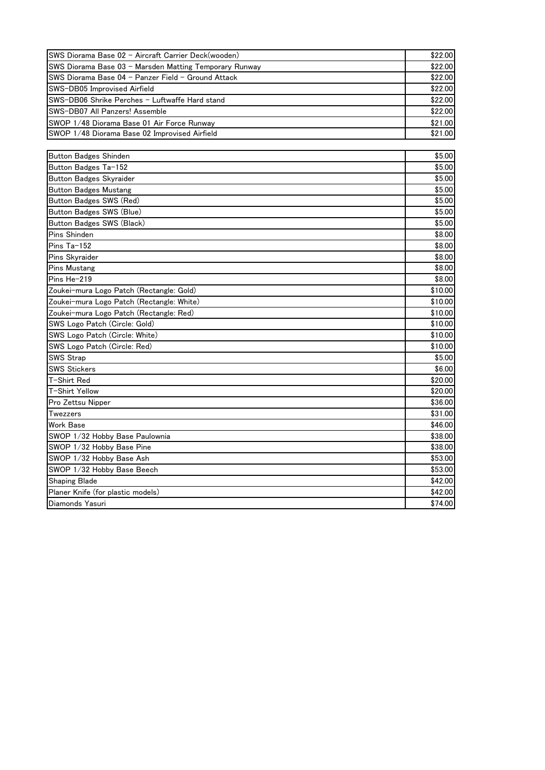| | |
|---|---|
| SWS Diorama Base 02 – Aircraft Carrier Deck(wooden) | $22.00 |
| SWS Diorama Base 03 – Marsden Matting Temporary Runway | $22.00 |
| SWS Diorama Base 04 – Panzer Field – Ground Attack | $22.00 |
| SWS-DB05 Improvised Airfield | $22.00 |
| SWS-DB06 Shrike Perches – Luftwaffe Hard stand | $22.00 |
| SWS-DB07 All Panzers! Assemble | $22.00 |
| SWOP 1/48 Diorama Base 01 Air Force Runway | $21.00 |
| SWOP 1/48 Diorama Base 02 Improvised Airfield | $21.00 |

| | |
|---|---|
| Button Badges Shinden | $5.00 |
| Button Badges Ta-152 | $5.00 |
| Button Badges Skyraider | $5.00 |
| Button Badges Mustang | $5.00 |
| Button Badges SWS (Red) | $5.00 |
| Button Badges SWS (Blue) | $5.00 |
| Button Badges SWS (Black) | $5.00 |
| Pins Shinden | $8.00 |
| Pins Ta-152 | $8.00 |
| Pins Skyraider | $8.00 |
| Pins Mustang | $8.00 |
| Pins He-219 | $8.00 |
| Zoukei-mura Logo Patch (Rectangle: Gold) | $10.00 |
| Zoukei-mura Logo Patch (Rectangle: White) | $10.00 |
| Zoukei-mura Logo Patch (Rectangle: Red) | $10.00 |
| SWS Logo Patch (Circle: Gold) | $10.00 |
| SWS Logo Patch (Circle: White) | $10.00 |
| SWS Logo Patch (Circle: Red) | $10.00 |
| SWS Strap | $5.00 |
| SWS Stickers | $6.00 |
| T-Shirt Red | $20.00 |
| T-Shirt Yellow | $20.00 |
| Pro Zettsu Nipper | $36.00 |
| Twezzers | $31.00 |
| Work Base | $46.00 |
| SWOP 1/32 Hobby Base Paulownia | $38.00 |
| SWOP 1/32 Hobby Base Pine | $38.00 |
| SWOP 1/32 Hobby Base Ash | $53.00 |
| SWOP 1/32 Hobby Base Beech | $53.00 |
| Shaping Blade | $42.00 |
| Planer Knife (for plastic models) | $42.00 |
| Diamonds Yasuri | $74.00 |